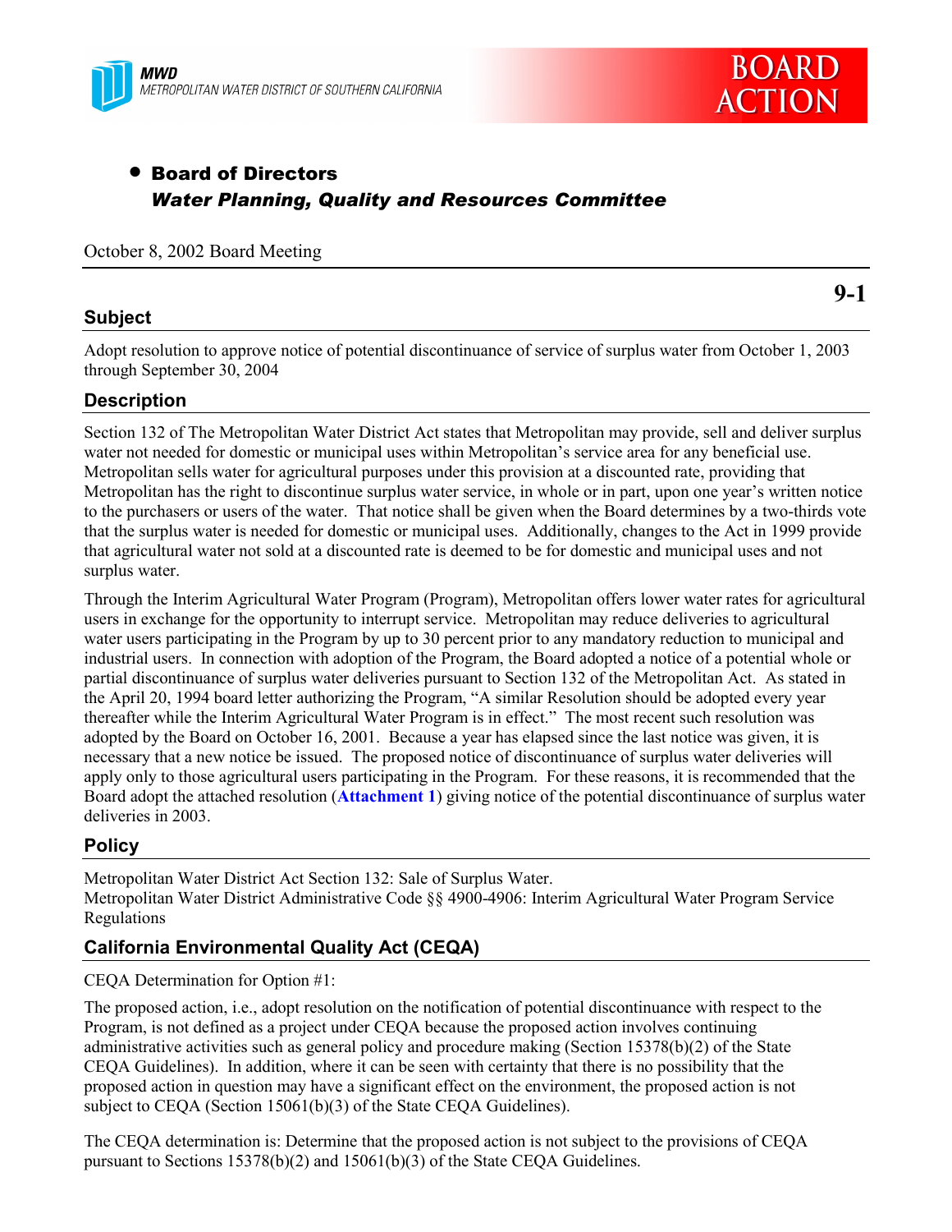MWD
METROPOLITAN WATER DISTRICT OF SOUTHERN CALIFORNIA

BOARD ACTION

- **Board of Directors**
  ***Water Planning, Quality and Resources Committee***

October 8, 2002 Board Meeting

**9-1**

## Subject

Adopt resolution to approve notice of potential discontinuance of service of surplus water from October 1, 2003 through September 30, 2004

## Description

Section 132 of The Metropolitan Water District Act states that Metropolitan may provide, sell and deliver surplus water not needed for domestic or municipal uses within Metropolitan's service area for any beneficial use. Metropolitan sells water for agricultural purposes under this provision at a discounted rate, providing that Metropolitan has the right to discontinue surplus water service, in whole or in part, upon one year's written notice to the purchasers or users of the water. That notice shall be given when the Board determines by a two-thirds vote that the surplus water is needed for domestic or municipal uses. Additionally, changes to the Act in 1999 provide that agricultural water not sold at a discounted rate is deemed to be for domestic and municipal uses and not surplus water.

Through the Interim Agricultural Water Program (Program), Metropolitan offers lower water rates for agricultural users in exchange for the opportunity to interrupt service. Metropolitan may reduce deliveries to agricultural water users participating in the Program by up to 30 percent prior to any mandatory reduction to municipal and industrial users. In connection with adoption of the Program, the Board adopted a notice of a potential whole or partial discontinuance of surplus water deliveries pursuant to Section 132 of the Metropolitan Act. As stated in the April 20, 1994 board letter authorizing the Program, "A similar Resolution should be adopted every year thereafter while the Interim Agricultural Water Program is in effect." The most recent such resolution was adopted by the Board on October 16, 2001. Because a year has elapsed since the last notice was given, it is necessary that a new notice be issued. The proposed notice of discontinuance of surplus water deliveries will apply only to those agricultural users participating in the Program. For these reasons, it is recommended that the Board adopt the attached resolution (**Attachment 1**) giving notice of the potential discontinuance of surplus water deliveries in 2003.

## Policy

Metropolitan Water District Act Section 132: Sale of Surplus Water.
Metropolitan Water District Administrative Code §§ 4900-4906: Interim Agricultural Water Program Service Regulations

## California Environmental Quality Act (CEQA)

CEQA Determination for Option #1:

The proposed action, i.e., adopt resolution on the notification of potential discontinuance with respect to the Program, is not defined as a project under CEQA because the proposed action involves continuing administrative activities such as general policy and procedure making (Section 15378(b)(2) of the State CEQA Guidelines). In addition, where it can be seen with certainty that there is no possibility that the proposed action in question may have a significant effect on the environment, the proposed action is not subject to CEQA (Section 15061(b)(3) of the State CEQA Guidelines).

The CEQA determination is: Determine that the proposed action is not subject to the provisions of CEQA pursuant to Sections 15378(b)(2) and 15061(b)(3) of the State CEQA Guidelines.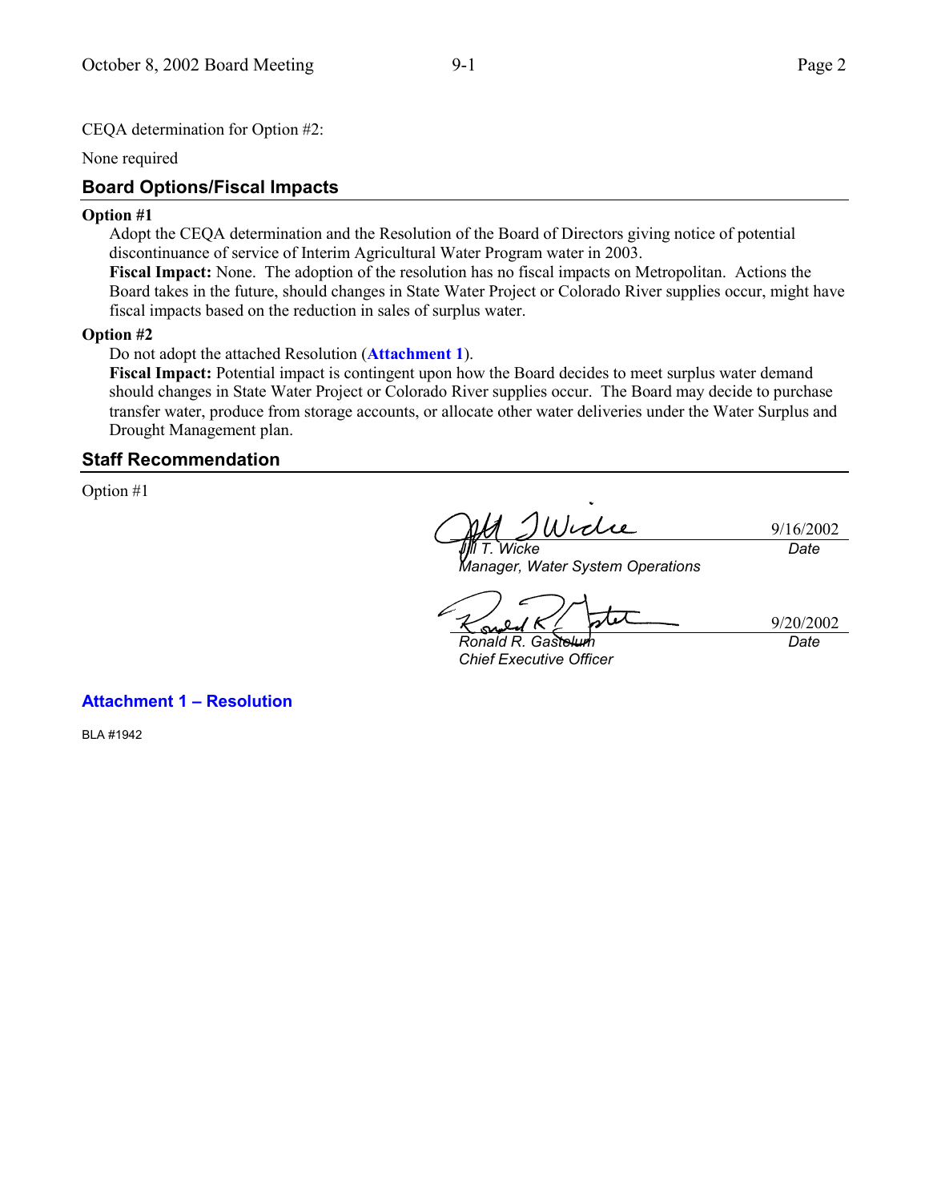CEQA determination for Option #2:

None required

## Board Options/Fiscal Impacts

**Option #1**

Adopt the CEQA determination and the Resolution of the Board of Directors giving notice of potential discontinuance of service of Interim Agricultural Water Program water in 2003.

**Fiscal Impact:** None. The adoption of the resolution has no fiscal impacts on Metropolitan. Actions the Board takes in the future, should changes in State Water Project or Colorado River supplies occur, might have fiscal impacts based on the reduction in sales of surplus water.

**Option #2**

Do not adopt the attached Resolution (**Attachment 1**).

**Fiscal Impact:** Potential impact is contingent upon how the Board decides to meet surplus water demand should changes in State Water Project or Colorado River supplies occur. The Board may decide to purchase transfer water, produce from storage accounts, or allocate other water deliveries under the Water Surplus and Drought Management plan.

## Staff Recommendation

Option #1

| | |
|---|---|
| *Jill T. Wicke* | 9/16/2002 |
| *Jill T. Wicke*<br>*Manager, Water System Operations* | *Date* |
| *Ronald R. Gastelum* | 9/20/2002 |
| *Ronald R. Gastelum*<br>*Chief Executive Officer* | *Date* |

**Attachment 1 – Resolution**

BLA #1942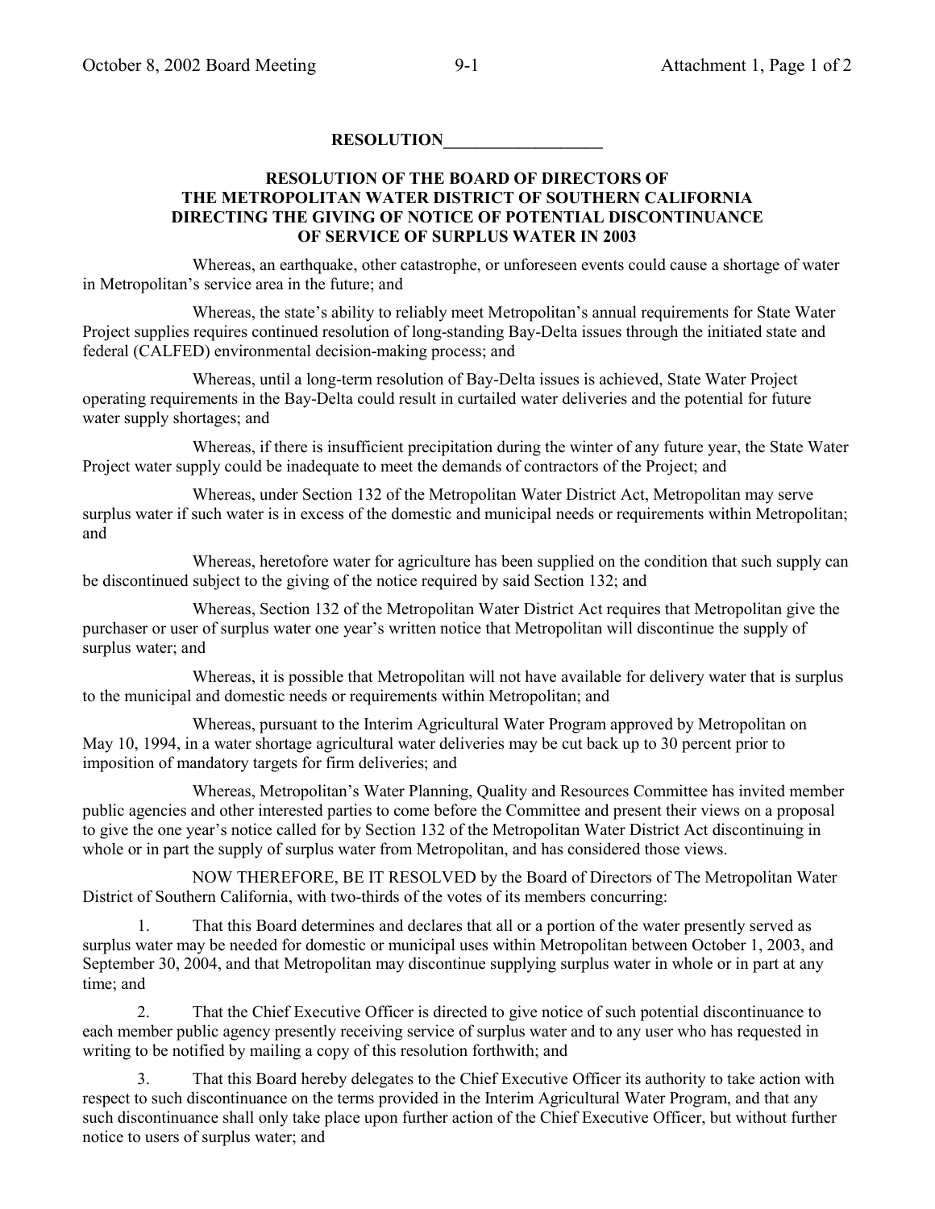**RESOLUTION___________________**

**RESOLUTION OF THE BOARD OF DIRECTORS OF THE METROPOLITAN WATER DISTRICT OF SOUTHERN CALIFORNIA DIRECTING THE GIVING OF NOTICE OF POTENTIAL DISCONTINUANCE OF SERVICE OF SURPLUS WATER IN 2003**

Whereas, an earthquake, other catastrophe, or unforeseen events could cause a shortage of water in Metropolitan's service area in the future; and

Whereas, the state's ability to reliably meet Metropolitan's annual requirements for State Water Project supplies requires continued resolution of long-standing Bay-Delta issues through the initiated state and federal (CALFED) environmental decision-making process; and

Whereas, until a long-term resolution of Bay-Delta issues is achieved, State Water Project operating requirements in the Bay-Delta could result in curtailed water deliveries and the potential for future water supply shortages; and

Whereas, if there is insufficient precipitation during the winter of any future year, the State Water Project water supply could be inadequate to meet the demands of contractors of the Project; and

Whereas, under Section 132 of the Metropolitan Water District Act, Metropolitan may serve surplus water if such water is in excess of the domestic and municipal needs or requirements within Metropolitan; and

Whereas, heretofore water for agriculture has been supplied on the condition that such supply can be discontinued subject to the giving of the notice required by said Section 132; and

Whereas, Section 132 of the Metropolitan Water District Act requires that Metropolitan give the purchaser or user of surplus water one year's written notice that Metropolitan will discontinue the supply of surplus water; and

Whereas, it is possible that Metropolitan will not have available for delivery water that is surplus to the municipal and domestic needs or requirements within Metropolitan; and

Whereas, pursuant to the Interim Agricultural Water Program approved by Metropolitan on May 10, 1994, in a water shortage agricultural water deliveries may be cut back up to 30 percent prior to imposition of mandatory targets for firm deliveries; and

Whereas, Metropolitan's Water Planning, Quality and Resources Committee has invited member public agencies and other interested parties to come before the Committee and present their views on a proposal to give the one year's notice called for by Section 132 of the Metropolitan Water District Act discontinuing in whole or in part the supply of surplus water from Metropolitan, and has considered those views.

NOW THEREFORE, BE IT RESOLVED by the Board of Directors of The Metropolitan Water District of Southern California, with two-thirds of the votes of its members concurring:

1. That this Board determines and declares that all or a portion of the water presently served as surplus water may be needed for domestic or municipal uses within Metropolitan between October 1, 2003, and September 30, 2004, and that Metropolitan may discontinue supplying surplus water in whole or in part at any time; and

2. That the Chief Executive Officer is directed to give notice of such potential discontinuance to each member public agency presently receiving service of surplus water and to any user who has requested in writing to be notified by mailing a copy of this resolution forthwith; and

3. That this Board hereby delegates to the Chief Executive Officer its authority to take action with respect to such discontinuance on the terms provided in the Interim Agricultural Water Program, and that any such discontinuance shall only take place upon further action of the Chief Executive Officer, but without further notice to users of surplus water; and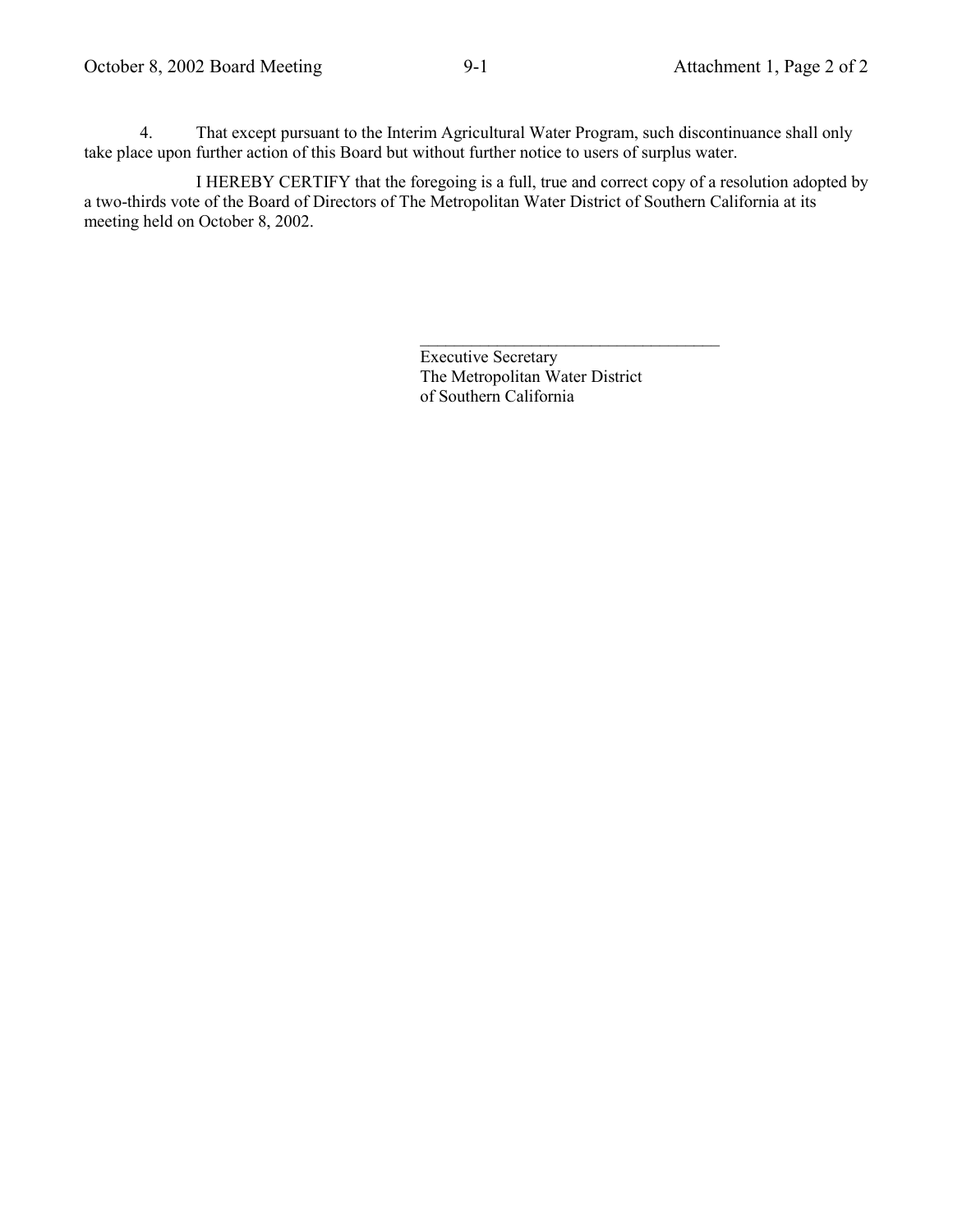4. That except pursuant to the Interim Agricultural Water Program, such discontinuance shall only take place upon further action of this Board but without further notice to users of surplus water.

I HEREBY CERTIFY that the foregoing is a full, true and correct copy of a resolution adopted by a two-thirds vote of the Board of Directors of The Metropolitan Water District of Southern California at its meeting held on October 8, 2002.

\_\_\_\_\_\_\_\_\_\_\_\_\_\_\_\_\_\_\_\_\_\_\_\_\_\_\_\_\_\_\_\_\_\_\_\_

Executive Secretary  
The Metropolitan Water District  
of Southern California